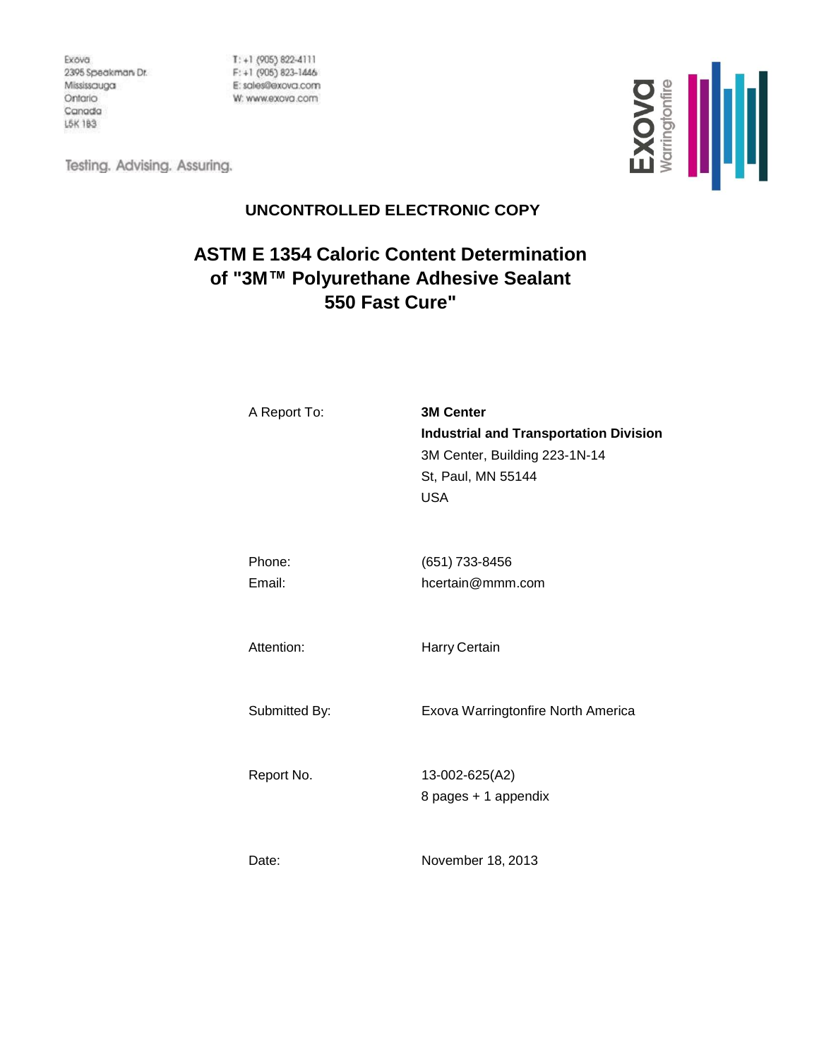Exova
2395 Speakman Dr.
Mississauga
Ontario
Canada
L5K 1B3

T: +1 (905) 822-4111
F: +1 (905) 823-1446
E: sales@exova.com
W: www.exova.com

Testing. Advising. Assuring.

Exova Warringtonfire

**UNCONTROLLED ELECTRONIC COPY**

# ASTM E 1354 Caloric Content Determination of "3M™ Polyurethane Adhesive Sealant 550 Fast Cure"

| | |
|---|---|
| A Report To: | **3M Center**<br>**Industrial and Transportation Division**<br>3M Center, Building 223-1N-14<br>St, Paul, MN 55144<br>USA |
| Phone: | (651) 733-8456 |
| Email: | hcertain@mmm.com |
| Attention: | Harry Certain |
| Submitted By: | Exova Warringtonfire North America |
| Report No. | 13-002-625(A2)<br>8 pages + 1 appendix |
| Date: | November 18, 2013 |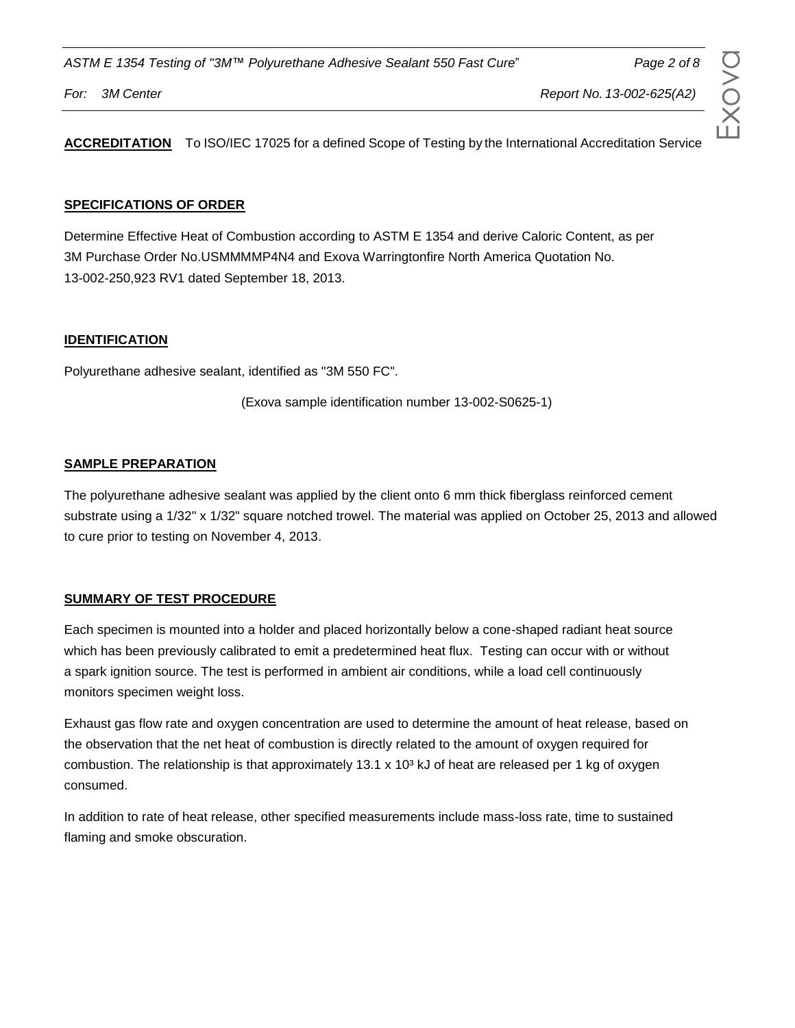**ACCREDITATION** To ISO/IEC 17025 for a defined Scope of Testing by the International Accreditation Service

## SPECIFICATIONS OF ORDER

Determine Effective Heat of Combustion according to ASTM E 1354 and derive Caloric Content, as per 3M Purchase Order No.USMMMMP4N4 and Exova Warringtonfire North America Quotation No. 13-002-250,923 RV1 dated September 18, 2013.

## IDENTIFICATION

Polyurethane adhesive sealant, identified as "3M 550 FC".

(Exova sample identification number 13-002-S0625-1)

## SAMPLE PREPARATION

The polyurethane adhesive sealant was applied by the client onto 6 mm thick fiberglass reinforced cement substrate using a 1/32" x 1/32" square notched trowel. The material was applied on October 25, 2013 and allowed to cure prior to testing on November 4, 2013.

## SUMMARY OF TEST PROCEDURE

Each specimen is mounted into a holder and placed horizontally below a cone-shaped radiant heat source which has been previously calibrated to emit a predetermined heat flux. Testing can occur with or without a spark ignition source. The test is performed in ambient air conditions, while a load cell continuously monitors specimen weight loss.

Exhaust gas flow rate and oxygen concentration are used to determine the amount of heat release, based on the observation that the net heat of combustion is directly related to the amount of oxygen required for combustion. The relationship is that approximately $13.1 \times 10^3$ kJ of heat are released per 1 kg of oxygen consumed.

In addition to rate of heat release, other specified measurements include mass-loss rate, time to sustained flaming and smoke obscuration.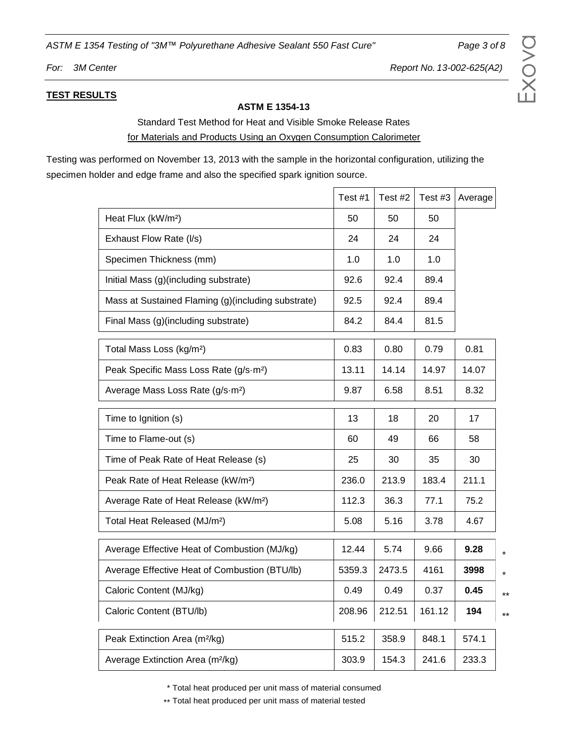**TEST RESULTS**

**ASTM E 1354-13**

Standard Test Method for Heat and Visible Smoke Release Rates
for Materials and Products Using an Oxygen Consumption Calorimeter

Testing was performed on November 13, 2013 with the sample in the horizontal configuration, utilizing the specimen holder and edge frame and also the specified spark ignition source.

| | Test #1 | Test #2 | Test #3 | Average | |
|---|---|---|---|---|---|
| Heat Flux (kW/m²) | 50 | 50 | 50 | | |
| Exhaust Flow Rate (l/s) | 24 | 24 | 24 | | |
| Specimen Thickness (mm) | 1.0 | 1.0 | 1.0 | | |
| Initial Mass (g)(including substrate) | 92.6 | 92.4 | 89.4 | | |
| Mass at Sustained Flaming (g)(including substrate) | 92.5 | 92.4 | 89.4 | | |
| Final Mass (g)(including substrate) | 84.2 | 84.4 | 81.5 | | |
| Total Mass Loss (kg/m²) | 0.83 | 0.80 | 0.79 | 0.81 | |
| Peak Specific Mass Loss Rate (g/s·m²) | 13.11 | 14.14 | 14.97 | 14.07 | |
| Average Mass Loss Rate (g/s·m²) | 9.87 | 6.58 | 8.51 | 8.32 | |
| Time to Ignition (s) | 13 | 18 | 20 | 17 | |
| Time to Flame-out (s) | 60 | 49 | 66 | 58 | |
| Time of Peak Rate of Heat Release (s) | 25 | 30 | 35 | 30 | |
| Peak Rate of Heat Release (kW/m²) | 236.0 | 213.9 | 183.4 | 211.1 | |
| Average Rate of Heat Release (kW/m²) | 112.3 | 36.3 | 77.1 | 75.2 | |
| Total Heat Released (MJ/m²) | 5.08 | 5.16 | 3.78 | 4.67 | |
| Average Effective Heat of Combustion (MJ/kg) | 12.44 | 5.74 | 9.66 | **9.28** | * |
| Average Effective Heat of Combustion (BTU/lb) | 5359.3 | 2473.5 | 4161 | **3998** | * |
| Caloric Content (MJ/kg) | 0.49 | 0.49 | 0.37 | **0.45** | ** |
| Caloric Content (BTU/lb) | 208.96 | 212.51 | 161.12 | **194** | ** |
| Peak Extinction Area (m²/kg) | 515.2 | 358.9 | 848.1 | 574.1 | |
| Average Extinction Area (m²/kg) | 303.9 | 154.3 | 241.6 | 233.3 | |

\* Total heat produced per unit mass of material consumed

\*\* Total heat produced per unit mass of material tested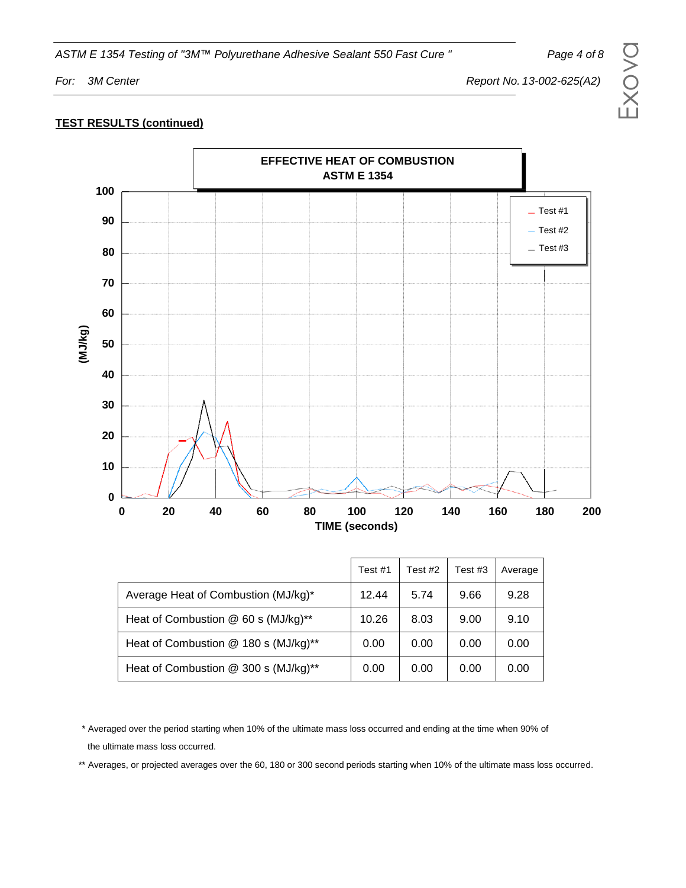**TEST RESULTS (continued)**

EFFECTIVE HEAT OF COMBUSTION
ASTM E 1354

Test #1
Test #2
Test #3

(MJ/kg)
100
90
80
70
60
50
40
30
20
10
0

0
20
40
60
80
100
120
140
160
180
200
TIME (seconds)

| | Test #1 | Test #2 | Test #3 | Average |
|---|---|---|---|---|
| Average Heat of Combustion (MJ/kg)* | 12.44 | 5.74 | 9.66 | 9.28 |
| Heat of Combustion @ 60 s (MJ/kg)** | 10.26 | 8.03 | 9.00 | 9.10 |
| Heat of Combustion @ 180 s (MJ/kg)** | 0.00 | 0.00 | 0.00 | 0.00 |
| Heat of Combustion @ 300 s (MJ/kg)** | 0.00 | 0.00 | 0.00 | 0.00 |

\* Averaged over the period starting when 10% of the ultimate mass loss occurred and ending at the time when 90% of the ultimate mass loss occurred.

\*\* Averages, or projected averages over the 60, 180 or 300 second periods starting when 10% of the ultimate mass loss occurred.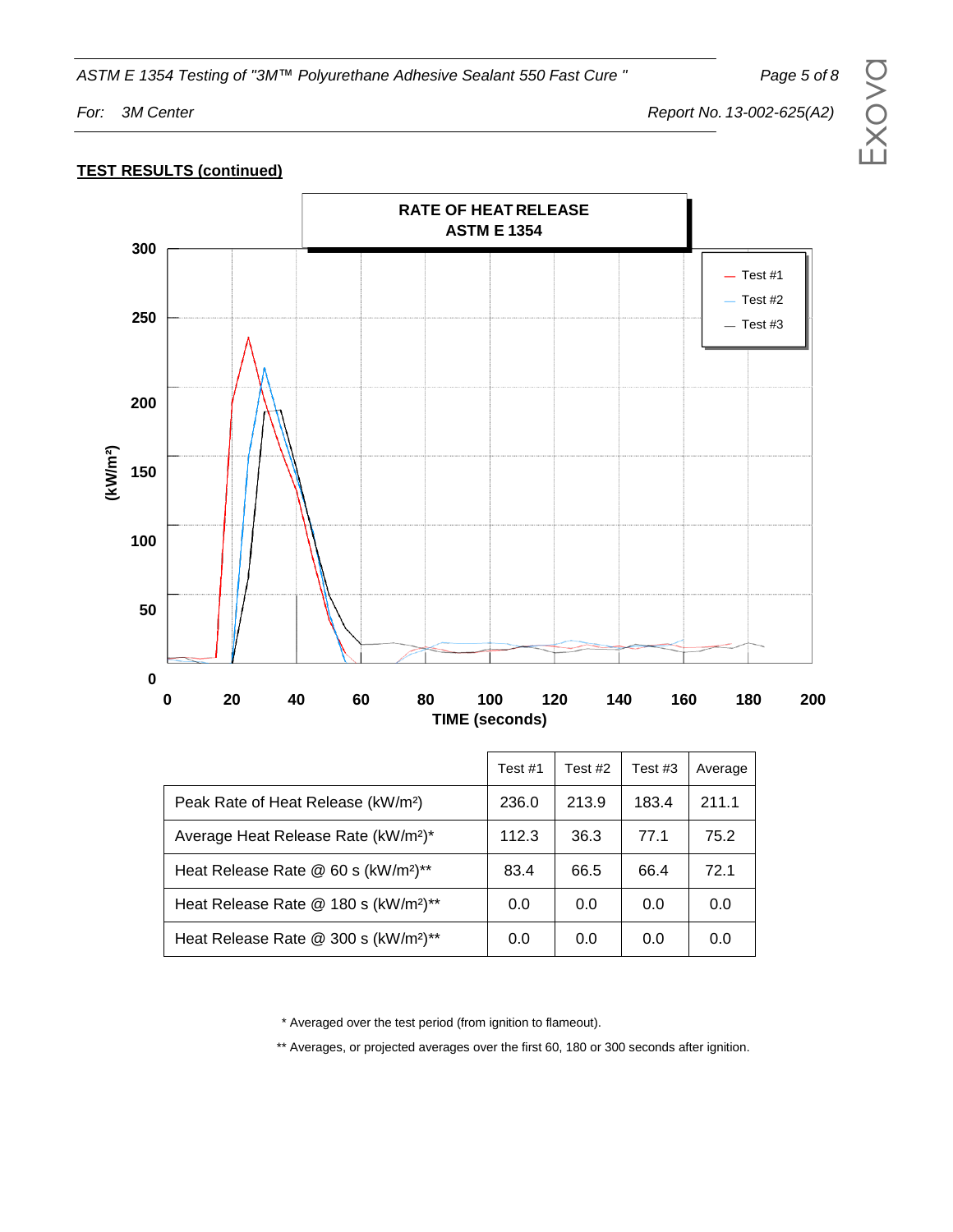**TEST RESULTS (continued)**

RATE OF HEAT RELEASE
ASTM E 1354

(kW/m²)

300
250
200
150
100
50
0

0 20 40 60 80 100 120 140 160 180 200

TIME (seconds)

Test #1
Test #2
Test #3

| | Test #1 | Test #2 | Test #3 | Average |
|---|---|---|---|---|
| Peak Rate of Heat Release (kW/m²) | 236.0 | 213.9 | 183.4 | 211.1 |
| Average Heat Release Rate (kW/m²)* | 112.3 | 36.3 | 77.1 | 75.2 |
| Heat Release Rate @ 60 s (kW/m²)** | 83.4 | 66.5 | 66.4 | 72.1 |
| Heat Release Rate @ 180 s (kW/m²)** | 0.0 | 0.0 | 0.0 | 0.0 |
| Heat Release Rate @ 300 s (kW/m²)** | 0.0 | 0.0 | 0.0 | 0.0 |

* Averaged over the test period (from ignition to flameout).

** Averages, or projected averages over the first 60, 180 or 300 seconds after ignition.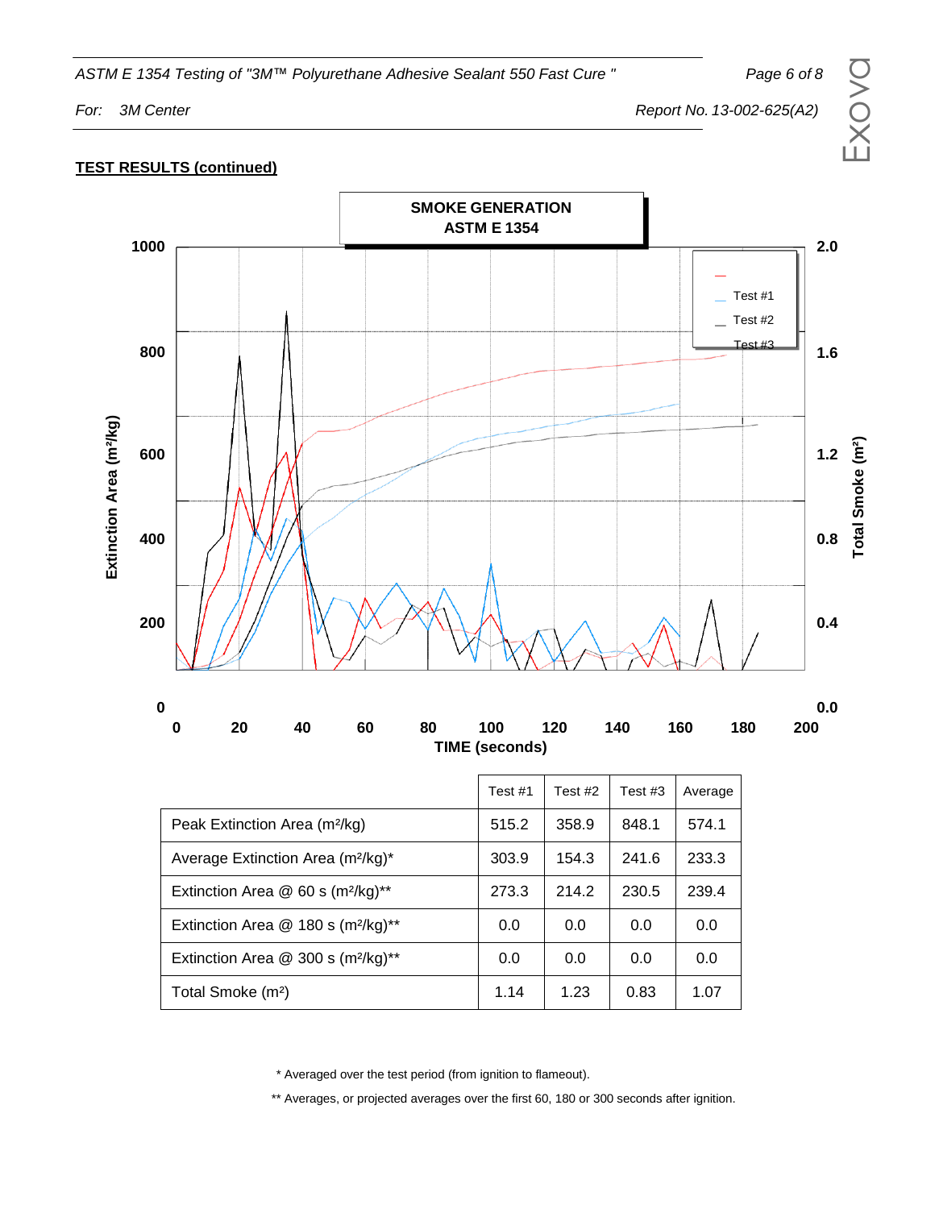## TEST RESULTS (continued)

SMOKE GENERATION
ASTM E 1354

Test #1
Test #2
Test #3

Extinction Area (m²/kg)
1000
800
600
400
200
0

Total Smoke (m²)
2.0
1.6
1.2
0.8
0.4
0.0

0 20 40 60 80 100 120 140 160 180 200
TIME (seconds)

| | Test #1 | Test #2 | Test #3 | Average |
|---|---|---|---|---|
| Peak Extinction Area (m²/kg) | 515.2 | 358.9 | 848.1 | 574.1 |
| Average Extinction Area (m²/kg)* | 303.9 | 154.3 | 241.6 | 233.3 |
| Extinction Area @ 60 s (m²/kg)** | 273.3 | 214.2 | 230.5 | 239.4 |
| Extinction Area @ 180 s (m²/kg)** | 0.0 | 0.0 | 0.0 | 0.0 |
| Extinction Area @ 300 s (m²/kg)** | 0.0 | 0.0 | 0.0 | 0.0 |
| Total Smoke (m²) | 1.14 | 1.23 | 0.83 | 1.07 |

* Averaged over the test period (from ignition to flameout).

** Averages, or projected averages over the first 60, 180 or 300 seconds after ignition.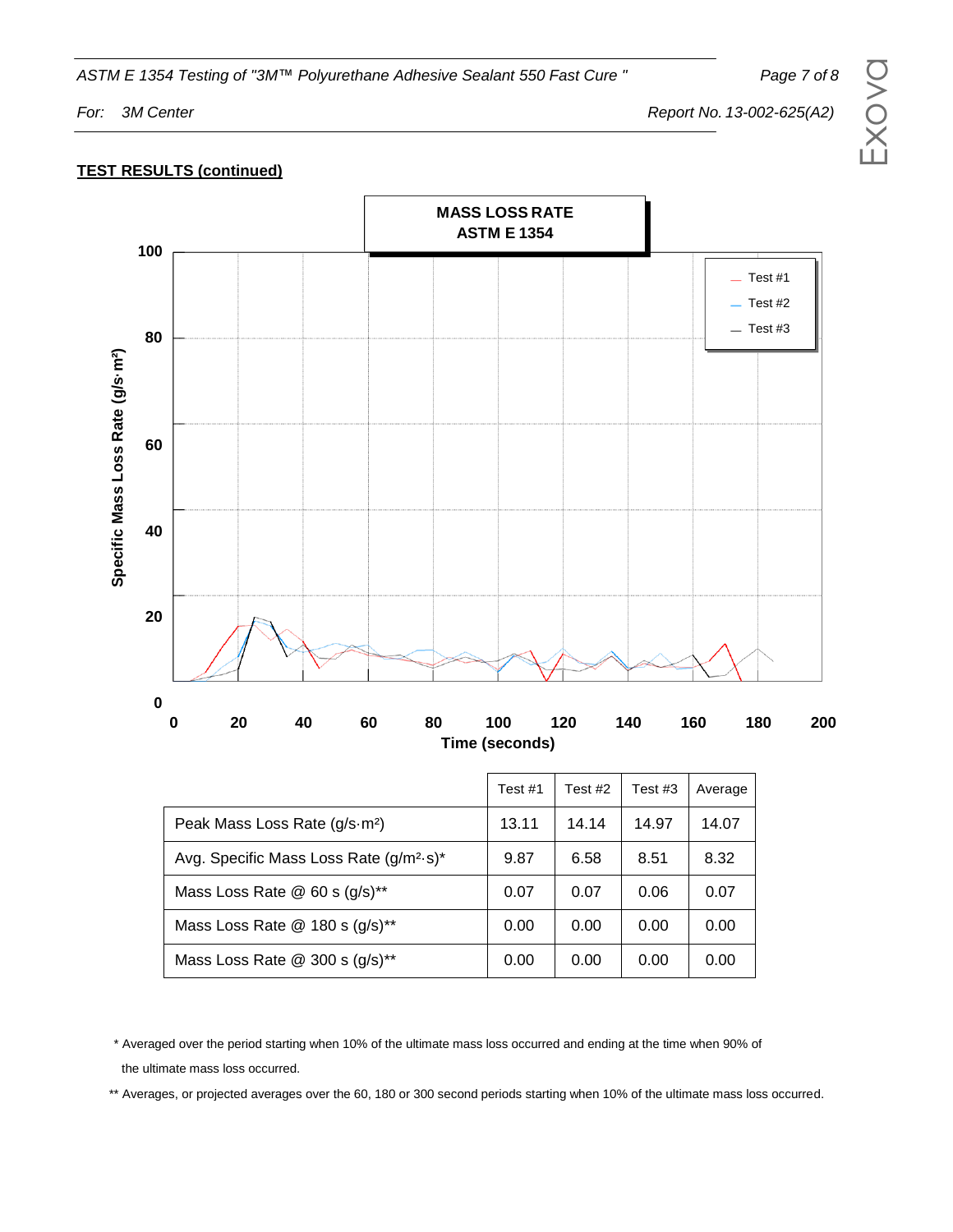**TEST RESULTS (continued)**

MASS LOSS RATE
ASTM E 1354

Specific Mass Loss Rate (g/s·m²)

100
80
60
40
20
0

0 20 40 60 80 100 120 140 160 180 200

Time (seconds)

Test #1
Test #2
Test #3

| | Test #1 | Test #2 | Test #3 | Average |
|---|---|---|---|---|
| Peak Mass Loss Rate (g/s·m²) | 13.11 | 14.14 | 14.97 | 14.07 |
| Avg. Specific Mass Loss Rate (g/m²·s)* | 9.87 | 6.58 | 8.51 | 8.32 |
| Mass Loss Rate @ 60 s (g/s)** | 0.07 | 0.07 | 0.06 | 0.07 |
| Mass Loss Rate @ 180 s (g/s)** | 0.00 | 0.00 | 0.00 | 0.00 |
| Mass Loss Rate @ 300 s (g/s)** | 0.00 | 0.00 | 0.00 | 0.00 |

\* Averaged over the period starting when 10% of the ultimate mass loss occurred and ending at the time when 90% of the ultimate mass loss occurred.

\*\* Averages, or projected averages over the 60, 180 or 300 second periods starting when 10% of the ultimate mass loss occurred.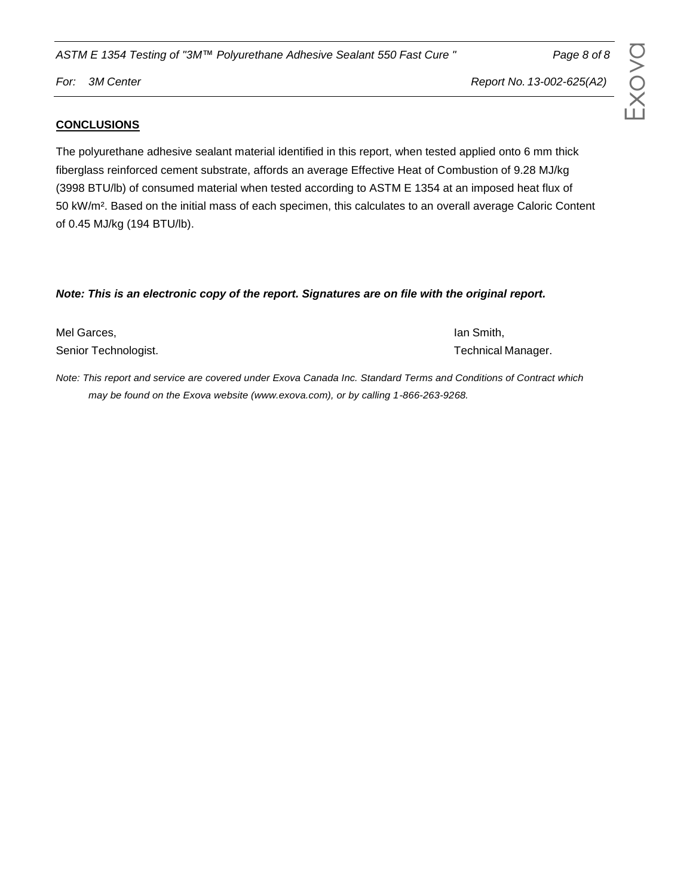## CONCLUSIONS

The polyurethane adhesive sealant material identified in this report, when tested applied onto 6 mm thick fiberglass reinforced cement substrate, affords an average Effective Heat of Combustion of 9.28 MJ/kg (3998 BTU/lb) of consumed material when tested according to ASTM E 1354 at an imposed heat flux of 50 kW/m². Based on the initial mass of each specimen, this calculates to an overall average Caloric Content of 0.45 MJ/kg (194 BTU/lb).

***Note: This is an electronic copy of the report. Signatures are on file with the original report.***

Mel Garces,
Senior Technologist.

Ian Smith,
Technical Manager.

*Note: This report and service are covered under Exova Canada Inc. Standard Terms and Conditions of Contract which may be found on the Exova website (www.exova.com), or by calling 1-866-263-9268.*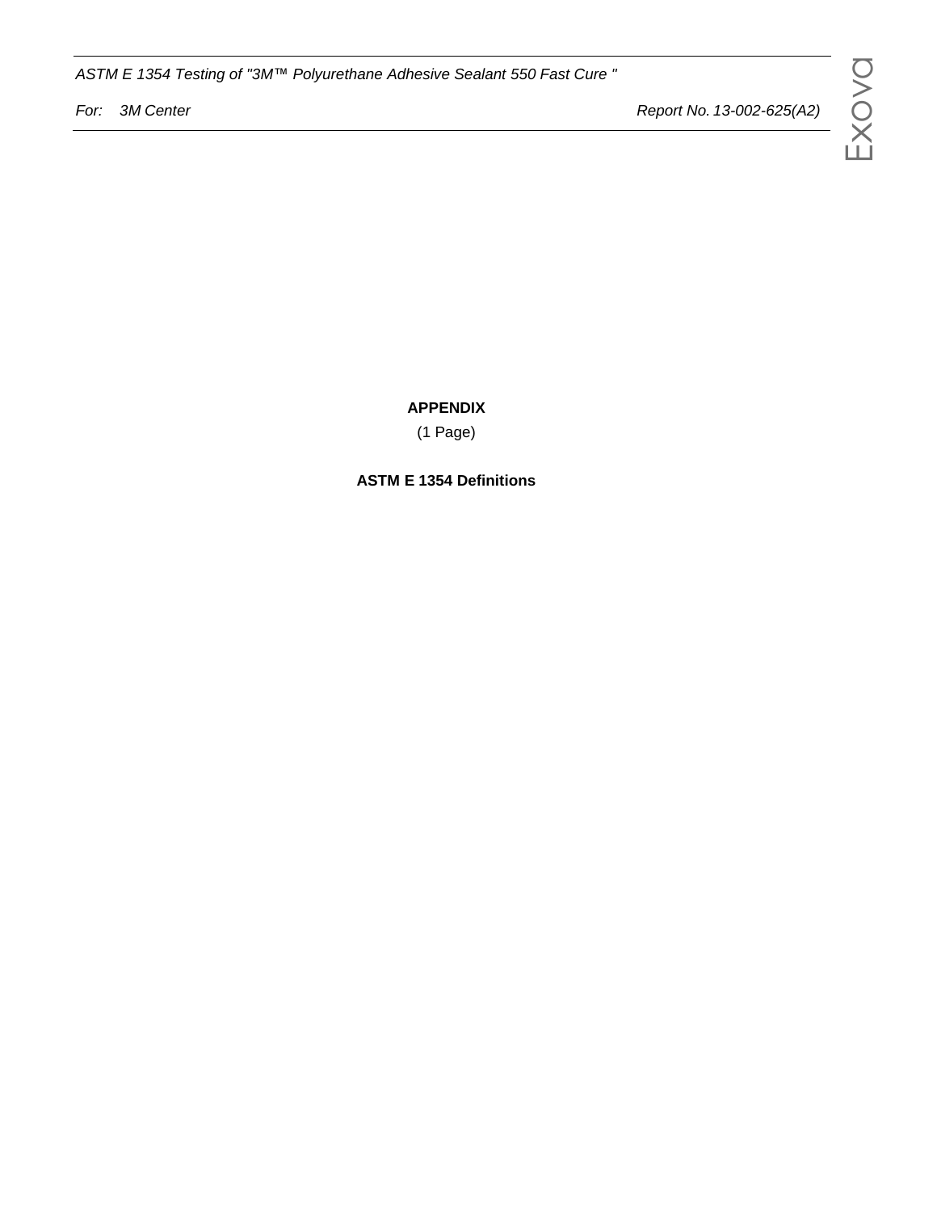**APPENDIX**

(1 Page)

**ASTM E 1354 Definitions**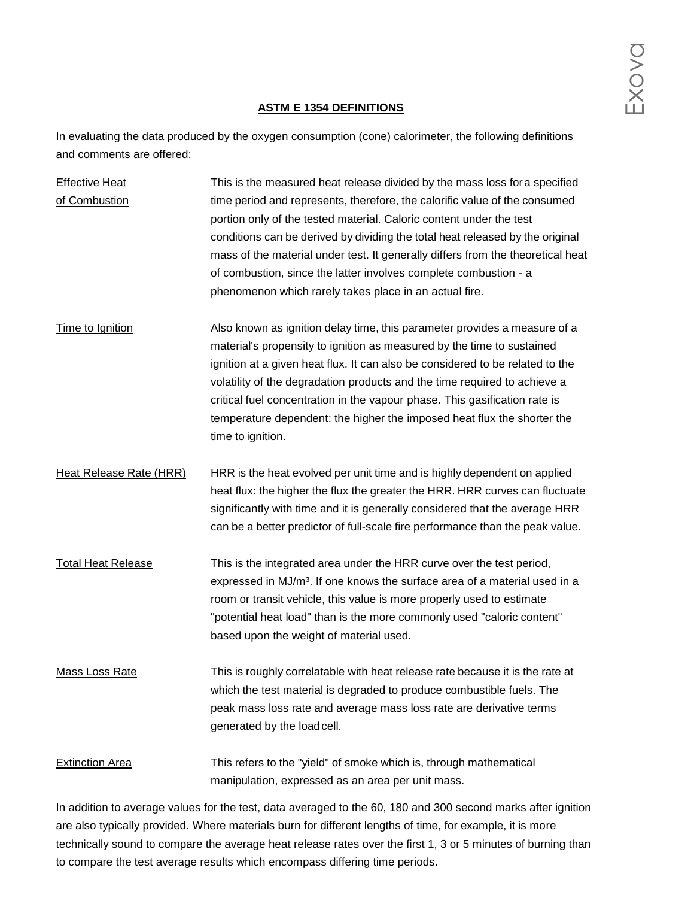**ASTM E 1354 DEFINITIONS**

In evaluating the data produced by the oxygen consumption (cone) calorimeter, the following definitions and comments are offered:

| | |
|---|---|
| Effective Heat of Combustion | This is the measured heat release divided by the mass loss for a specified time period and represents, therefore, the calorific value of the consumed portion only of the tested material. Caloric content under the test conditions can be derived by dividing the total heat released by the original mass of the material under test. It generally differs from the theoretical heat of combustion, since the latter involves complete combustion - a phenomenon which rarely takes place in an actual fire. |
| Time to Ignition | Also known as ignition delay time, this parameter provides a measure of a material's propensity to ignition as measured by the time to sustained ignition at a given heat flux. It can also be considered to be related to the volatility of the degradation products and the time required to achieve a critical fuel concentration in the vapour phase. This gasification rate is temperature dependent: the higher the imposed heat flux the shorter the time to ignition. |
| Heat Release Rate (HRR) | HRR is the heat evolved per unit time and is highly dependent on applied heat flux: the higher the flux the greater the HRR. HRR curves can fluctuate significantly with time and it is generally considered that the average HRR can be a better predictor of full-scale fire performance than the peak value. |
| Total Heat Release | This is the integrated area under the HRR curve over the test period, expressed in MJ/m³. If one knows the surface area of a material used in a room or transit vehicle, this value is more properly used to estimate "potential heat load" than is the more commonly used "caloric content" based upon the weight of material used. |
| Mass Loss Rate | This is roughly correlatable with heat release rate because it is the rate at which the test material is degraded to produce combustible fuels. The peak mass loss rate and average mass loss rate are derivative terms generated by the load cell. |
| Extinction Area | This refers to the "yield" of smoke which is, through mathematical manipulation, expressed as an area per unit mass. |

In addition to average values for the test, data averaged to the 60, 180 and 300 second marks after ignition are also typically provided. Where materials burn for different lengths of time, for example, it is more technically sound to compare the average heat release rates over the first 1, 3 or 5 minutes of burning than to compare the test average results which encompass differing time periods.